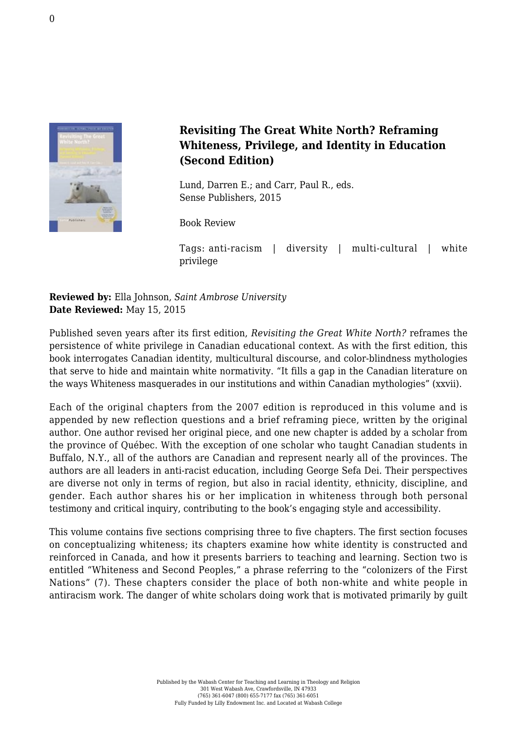## Revisiting The Great White North? Reframing Whiteness, Privilege, and Identity in Education (Second Edition)

Lund, Darren E.; and Carr, Paul R., eds.
Sense Publishers, 2015

Book Review

Tags: anti-racism | diversity | multi-cultural | white privilege

**Reviewed by:** Ella Johnson, *Saint Ambrose University*
**Date Reviewed:** May 15, 2015

Published seven years after its first edition, *Revisiting the Great White North?* reframes the persistence of white privilege in Canadian educational context. As with the first edition, this book interrogates Canadian identity, multicultural discourse, and color-blindness mythologies that serve to hide and maintain white normativity. "It fills a gap in the Canadian literature on the ways Whiteness masquerades in our institutions and within Canadian mythologies" (xxvii).

Each of the original chapters from the 2007 edition is reproduced in this volume and is appended by new reflection questions and a brief reframing piece, written by the original author. One author revised her original piece, and one new chapter is added by a scholar from the province of Québec. With the exception of one scholar who taught Canadian students in Buffalo, N.Y., all of the authors are Canadian and represent nearly all of the provinces. The authors are all leaders in anti-racist education, including George Sefa Dei. Their perspectives are diverse not only in terms of region, but also in racial identity, ethnicity, discipline, and gender. Each author shares his or her implication in whiteness through both personal testimony and critical inquiry, contributing to the book's engaging style and accessibility.

This volume contains five sections comprising three to five chapters. The first section focuses on conceptualizing whiteness; its chapters examine how white identity is constructed and reinforced in Canada, and how it presents barriers to teaching and learning. Section two is entitled "Whiteness and Second Peoples," a phrase referring to the "colonizers of the First Nations" (7). These chapters consider the place of both non-white and white people in antiracism work. The danger of white scholars doing work that is motivated primarily by guilt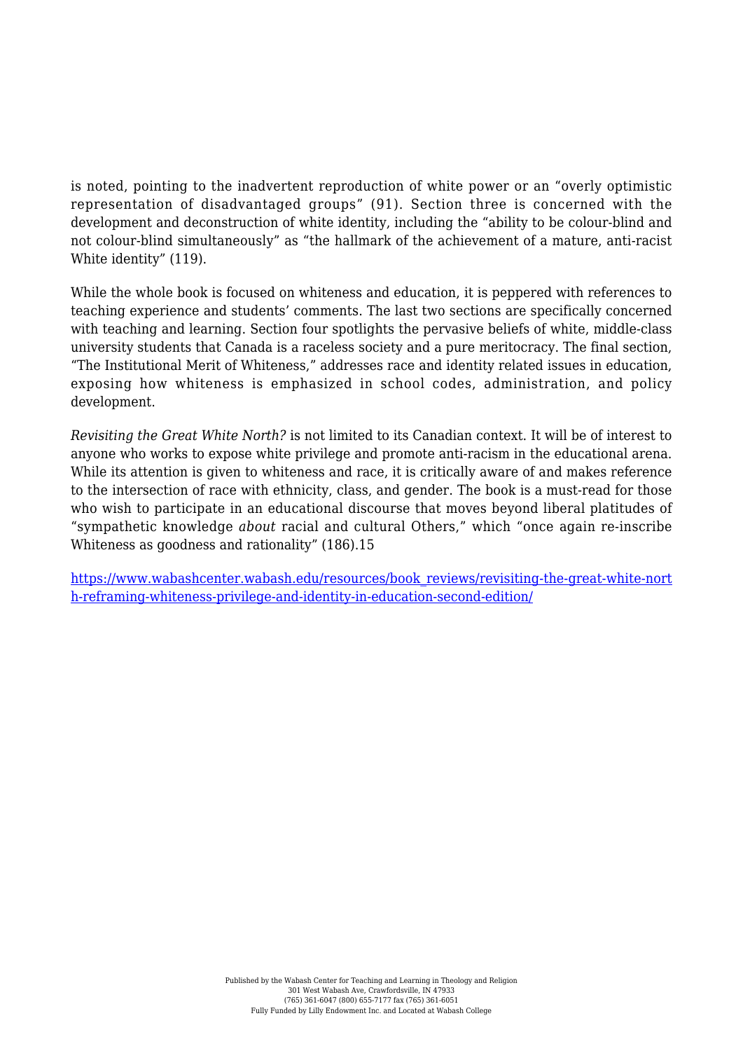is noted, pointing to the inadvertent reproduction of white power or an "overly optimistic representation of disadvantaged groups" (91). Section three is concerned with the development and deconstruction of white identity, including the "ability to be colour-blind and not colour-blind simultaneously" as "the hallmark of the achievement of a mature, anti-racist White identity" (119).

While the whole book is focused on whiteness and education, it is peppered with references to teaching experience and students' comments. The last two sections are specifically concerned with teaching and learning. Section four spotlights the pervasive beliefs of white, middle-class university students that Canada is a raceless society and a pure meritocracy. The final section, "The Institutional Merit of Whiteness," addresses race and identity related issues in education, exposing how whiteness is emphasized in school codes, administration, and policy development.

*Revisiting the Great White North?* is not limited to its Canadian context. It will be of interest to anyone who works to expose white privilege and promote anti-racism in the educational arena. While its attention is given to whiteness and race, it is critically aware of and makes reference to the intersection of race with ethnicity, class, and gender. The book is a must-read for those who wish to participate in an educational discourse that moves beyond liberal platitudes of "sympathetic knowledge *about* racial and cultural Others," which "once again re-inscribe Whiteness as goodness and rationality" (186).15

[https://www.wabashcenter.wabash.edu/resources/book_reviews/revisiting-the-great-white-north-reframing-whiteness-privilege-and-identity-in-education-second-edition/](https://www.wabashcenter.wabash.edu/resources/book_reviews/revisiting-the-great-white-north-reframing-whiteness-privilege-and-identity-in-education-second-edition/)

Published by the Wabash Center for Teaching and Learning in Theology and Religion
301 West Wabash Ave, Crawfordsville, IN 47933
(765) 361-6047 (800) 655-7177 fax (765) 361-6051
Fully Funded by Lilly Endowment Inc. and Located at Wabash College